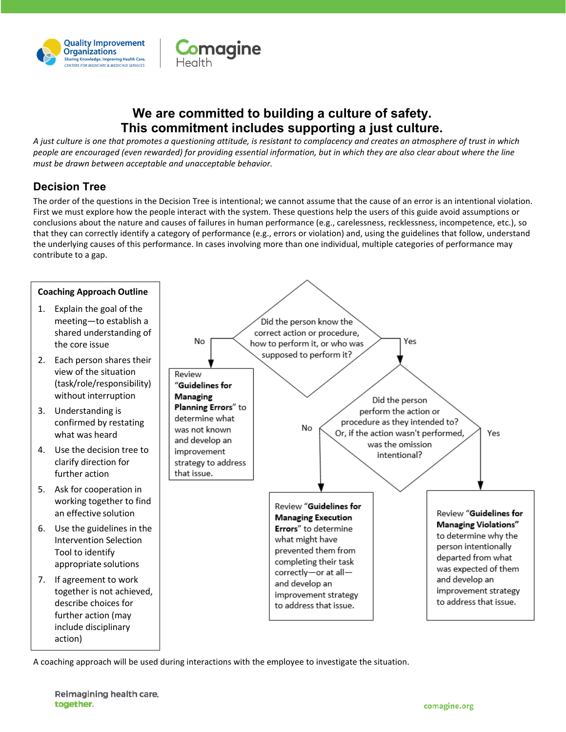# We are committed to building a culture of safety.
# This commitment includes supporting a just culture.

*A just culture is one that promotes a questioning attitude, is resistant to complacency and creates an atmosphere of trust in which people are encouraged (even rewarded) for providing essential information, but in which they are also clear about where the line must be drawn between acceptable and unacceptable behavior.*

## Decision Tree

The order of the questions in the Decision Tree is intentional; we cannot assume that the cause of an error is an intentional violation. First we must explore how the people interact with the system. These questions help the users of this guide avoid assumptions or conclusions about the nature and causes of failures in human performance (e.g., carelessness, recklessness, incompetence, etc.), so that they can correctly identify a category of performance (e.g., errors or violation) and, using the guidelines that follow, understand the underlying causes of this performance. In cases involving more than one individual, multiple categories of performance may contribute to a gap.

**Coaching Approach Outline**

1. Explain the goal of the meeting—to establish a shared understanding of the core issue
2. Each person shares their view of the situation (task/role/responsibility) without interruption
3. Understanding is confirmed by restating what was heard
4. Use the decision tree to clarify direction for further action
5. Ask for cooperation in working together to find an effective solution
6. Use the guidelines in the Intervention Selection Tool to identify appropriate solutions
7. If agreement to work together is not achieved, describe choices for further action (may include disciplinary action)

**Did the person know the correct action or procedure, how to perform it, or who was supposed to perform it?**

- **No** → Review "**Guidelines for Managing Planning Errors**" to determine what was not known and develop an improvement strategy to address that issue.
- **Yes** → **Did the person perform the action or procedure as they intended to? Or, if the action wasn't performed, was the omission intentional?**
  - **No** → Review "**Guidelines for Managing Execution Errors**" to determine what might have prevented them from completing their task correctly—or at all—and develop an improvement strategy to address that issue.
  - **Yes** → Review "**Guidelines for Managing Violations**" to determine why the person intentionally departed from what was expected of them and develop an improvement strategy to address that issue.

A coaching approach will be used during interactions with the employee to investigate the situation.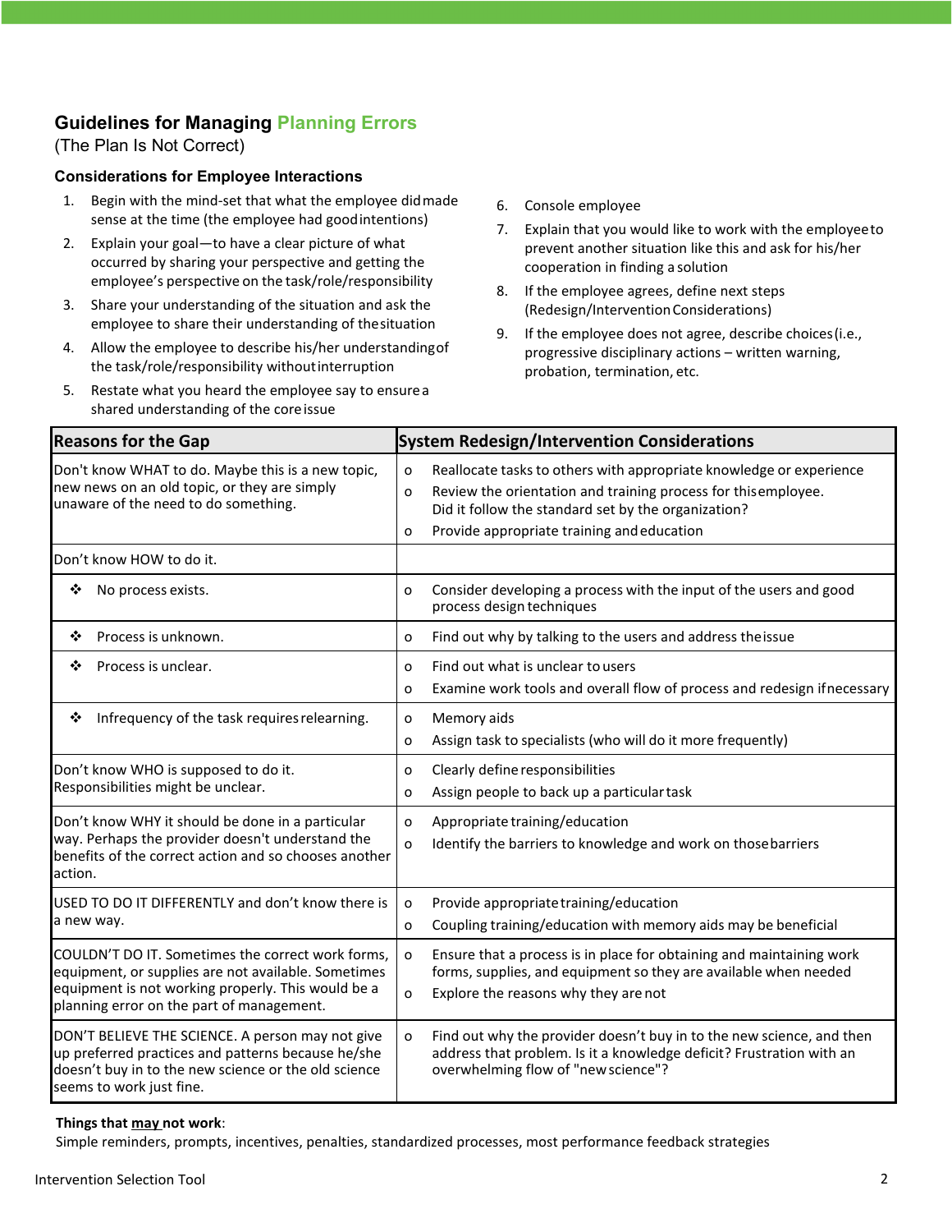## Guidelines for Managing Planning Errors

(The Plan Is Not Correct)

### Considerations for Employee Interactions

1. Begin with the mind-set that what the employee did made sense at the time (the employee had good intentions)
2. Explain your goal—to have a clear picture of what occurred by sharing your perspective and getting the employee's perspective on the task/role/responsibility
3. Share your understanding of the situation and ask the employee to share their understanding of the situation
4. Allow the employee to describe his/her understanding of the task/role/responsibility without interruption
5. Restate what you heard the employee say to ensure a shared understanding of the core issue
6. Console employee
7. Explain that you would like to work with the employee to prevent another situation like this and ask for his/her cooperation in finding a solution
8. If the employee agrees, define next steps (Redesign/Intervention Considerations)
9. If the employee does not agree, describe choices (i.e., progressive disciplinary actions – written warning, probation, termination, etc.

| Reasons for the Gap | System Redesign/Intervention Considerations |
|---|---|
| Don't know WHAT to do. Maybe this is a new topic, new news on an old topic, or they are simply unaware of the need to do something. | o Reallocate tasks to others with appropriate knowledge or experience<br>o Review the orientation and training process for this employee. Did it follow the standard set by the organization?<br>o Provide appropriate training and education |
| Don't know HOW to do it. | |
| ❖ No process exists. | o Consider developing a process with the input of the users and good process design techniques |
| ❖ Process is unknown. | o Find out why by talking to the users and address the issue |
| ❖ Process is unclear. | o Find out what is unclear to users<br>o Examine work tools and overall flow of process and redesign if necessary |
| ❖ Infrequency of the task requires relearning. | o Memory aids<br>o Assign task to specialists (who will do it more frequently) |
| Don't know WHO is supposed to do it. Responsibilities might be unclear. | o Clearly define responsibilities<br>o Assign people to back up a particular task |
| Don't know WHY it should be done in a particular way. Perhaps the provider doesn't understand the benefits of the correct action and so chooses another action. | o Appropriate training/education<br>o Identify the barriers to knowledge and work on those barriers |
| USED TO DO IT DIFFERENTLY and don't know there is a new way. | o Provide appropriate training/education<br>o Coupling training/education with memory aids may be beneficial |
| COULDN'T DO IT. Sometimes the correct work forms, equipment, or supplies are not available. Sometimes equipment is not working properly. This would be a planning error on the part of management. | o Ensure that a process is in place for obtaining and maintaining work forms, supplies, and equipment so they are available when needed<br>o Explore the reasons why they are not |
| DON'T BELIEVE THE SCIENCE. A person may not give up preferred practices and patterns because he/she doesn't buy in to the new science or the old science seems to work just fine. | o Find out why the provider doesn't buy in to the new science, and then address that problem. Is it a knowledge deficit? Frustration with an overwhelming flow of "new science"? |

**Things that <u>may</u> not work**:
Simple reminders, prompts, incentives, penalties, standardized processes, most performance feedback strategies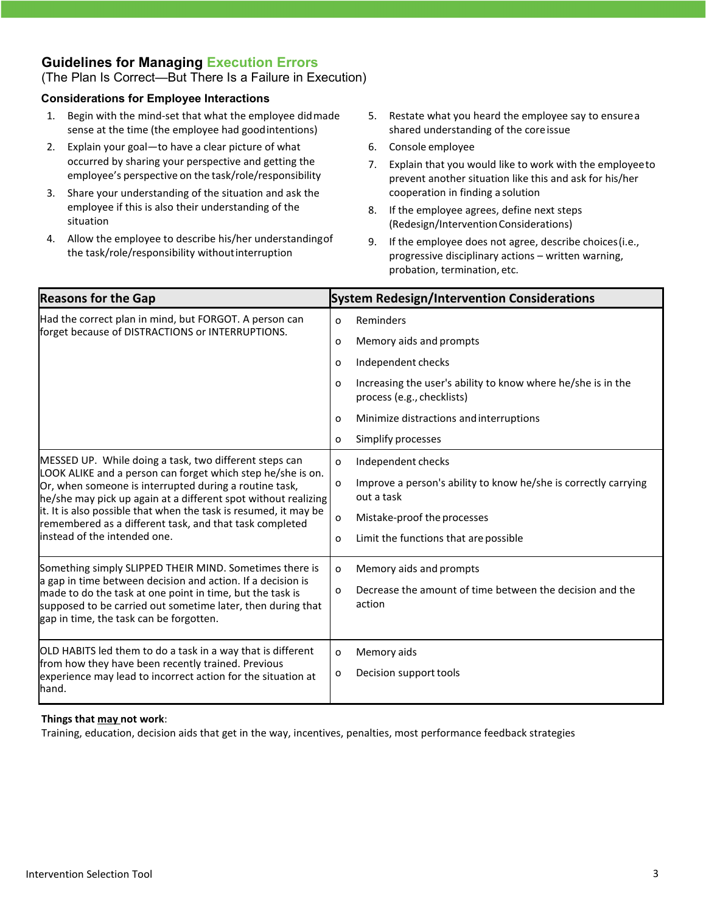## Guidelines for Managing Execution Errors

(The Plan Is Correct—But There Is a Failure in Execution)

### Considerations for Employee Interactions

1. Begin with the mind-set that what the employee did made sense at the time (the employee had good intentions)
2. Explain your goal—to have a clear picture of what occurred by sharing your perspective and getting the employee's perspective on the task/role/responsibility
3. Share your understanding of the situation and ask the employee if this is also their understanding of the situation
4. Allow the employee to describe his/her understanding of the task/role/responsibility without interruption
5. Restate what you heard the employee say to ensure a shared understanding of the core issue
6. Console employee
7. Explain that you would like to work with the employee to prevent another situation like this and ask for his/her cooperation in finding a solution
8. If the employee agrees, define next steps (Redesign/Intervention Considerations)
9. If the employee does not agree, describe choices (i.e., progressive disciplinary actions – written warning, probation, termination, etc.

| Reasons for the Gap | System Redesign/Intervention Considerations |
|---|---|
| Had the correct plan in mind, but FORGOT. A person can forget because of DISTRACTIONS or INTERRUPTIONS. | o Reminders<br>o Memory aids and prompts<br>o Independent checks<br>o Increasing the user's ability to know where he/she is in the process (e.g., checklists)<br>o Minimize distractions and interruptions<br>o Simplify processes |
| MESSED UP. While doing a task, two different steps can LOOK ALIKE and a person can forget which step he/she is on. Or, when someone is interrupted during a routine task, he/she may pick up again at a different spot without realizing it. It is also possible that when the task is resumed, it may be remembered as a different task, and that task completed instead of the intended one. | o Independent checks<br>o Improve a person's ability to know he/she is correctly carrying out a task<br>o Mistake-proof the processes<br>o Limit the functions that are possible |
| Something simply SLIPPED THEIR MIND. Sometimes there is a gap in time between decision and action. If a decision is made to do the task at one point in time, but the task is supposed to be carried out sometime later, then during that gap in time, the task can be forgotten. | o Memory aids and prompts<br>o Decrease the amount of time between the decision and the action |
| OLD HABITS led them to do a task in a way that is different from how they have been recently trained. Previous experience may lead to incorrect action for the situation at hand. | o Memory aids<br>o Decision support tools |

**Things that may not work**:
Training, education, decision aids that get in the way, incentives, penalties, most performance feedback strategies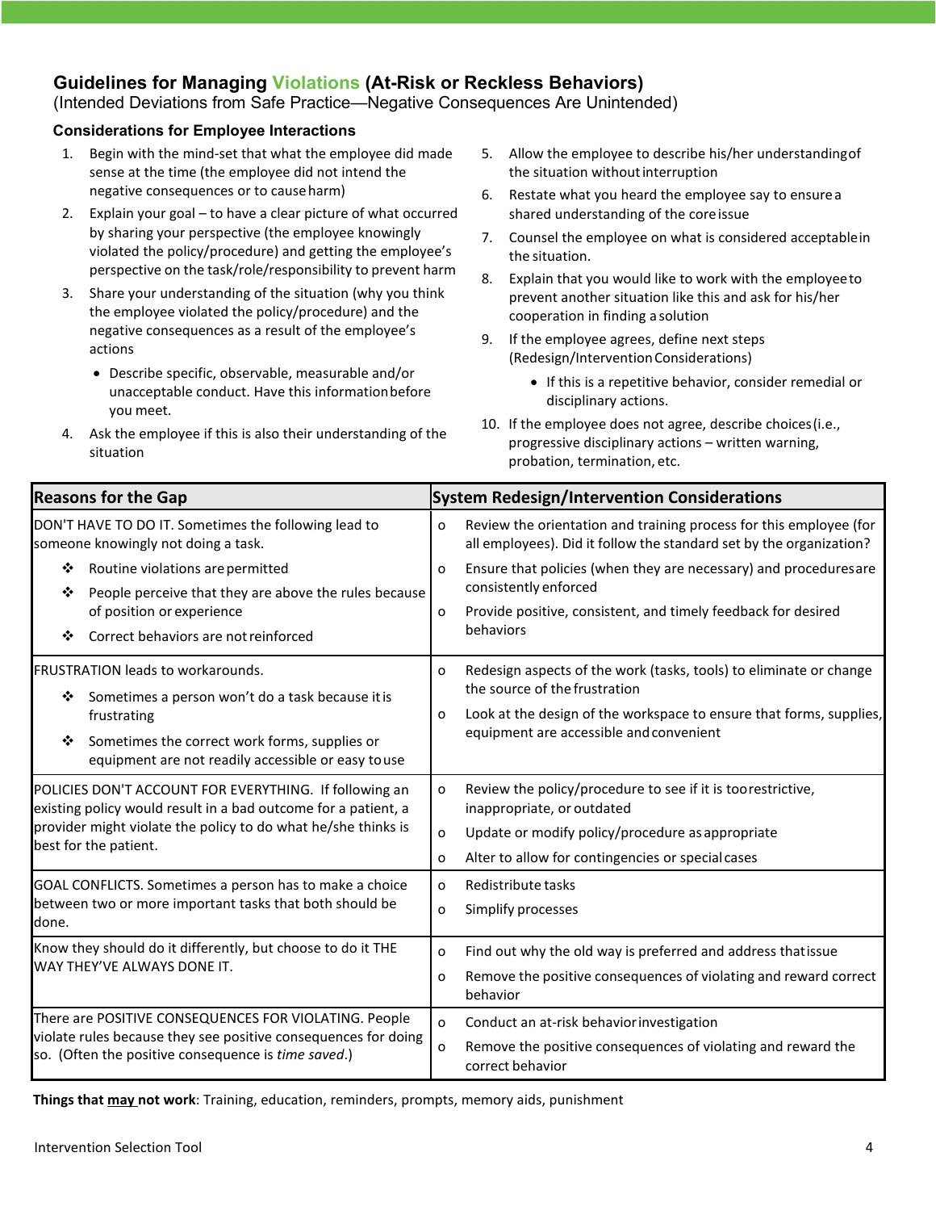## Guidelines for Managing Violations (At-Risk or Reckless Behaviors)

(Intended Deviations from Safe Practice—Negative Consequences Are Unintended)

### Considerations for Employee Interactions

1. Begin with the mind-set that what the employee did made sense at the time (the employee did not intend the negative consequences or to cause harm)
2. Explain your goal – to have a clear picture of what occurred by sharing your perspective (the employee knowingly violated the policy/procedure) and getting the employee's perspective on the task/role/responsibility to prevent harm
3. Share your understanding of the situation (why you think the employee violated the policy/procedure) and the negative consequences as a result of the employee's actions
   - Describe specific, observable, measurable and/or unacceptable conduct. Have this information before you meet.
4. Ask the employee if this is also their understanding of the situation
5. Allow the employee to describe his/her understanding of the situation without interruption
6. Restate what you heard the employee say to ensure a shared understanding of the core issue
7. Counsel the employee on what is considered acceptable in the situation.
8. Explain that you would like to work with the employee to prevent another situation like this and ask for his/her cooperation in finding a solution
9. If the employee agrees, define next steps (Redesign/Intervention Considerations)
   - If this is a repetitive behavior, consider remedial or disciplinary actions.
10. If the employee does not agree, describe choices (i.e., progressive disciplinary actions – written warning, probation, termination, etc.

| Reasons for the Gap | System Redesign/Intervention Considerations |
|---|---|
| DON'T HAVE TO DO IT. Sometimes the following lead to someone knowingly not doing a task.<br>❖ Routine violations are permitted<br>❖ People perceive that they are above the rules because of position or experience<br>❖ Correct behaviors are not reinforced | o Review the orientation and training process for this employee (for all employees). Did it follow the standard set by the organization?<br>o Ensure that policies (when they are necessary) and procedures are consistently enforced<br>o Provide positive, consistent, and timely feedback for desired behaviors |
| FRUSTRATION leads to workarounds.<br>❖ Sometimes a person won't do a task because it is frustrating<br>❖ Sometimes the correct work forms, supplies or equipment are not readily accessible or easy to use | o Redesign aspects of the work (tasks, tools) to eliminate or change the source of the frustration<br>o Look at the design of the workspace to ensure that forms, supplies, equipment are accessible and convenient |
| POLICIES DON'T ACCOUNT FOR EVERYTHING. If following an existing policy would result in a bad outcome for a patient, a provider might violate the policy to do what he/she thinks is best for the patient. | o Review the policy/procedure to see if it is too restrictive, inappropriate, or outdated<br>o Update or modify policy/procedure as appropriate<br>o Alter to allow for contingencies or special cases |
| GOAL CONFLICTS. Sometimes a person has to make a choice between two or more important tasks that both should be done. | o Redistribute tasks<br>o Simplify processes |
| Know they should do it differently, but choose to do it THE WAY THEY'VE ALWAYS DONE IT. | o Find out why the old way is preferred and address that issue<br>o Remove the positive consequences of violating and reward correct behavior |
| There are POSITIVE CONSEQUENCES FOR VIOLATING. People violate rules because they see positive consequences for doing so. (Often the positive consequence is *time saved*.) | o Conduct an at-risk behavior investigation<br>o Remove the positive consequences of violating and reward the correct behavior |

**Things that <u>may</u> not work**: Training, education, reminders, prompts, memory aids, punishment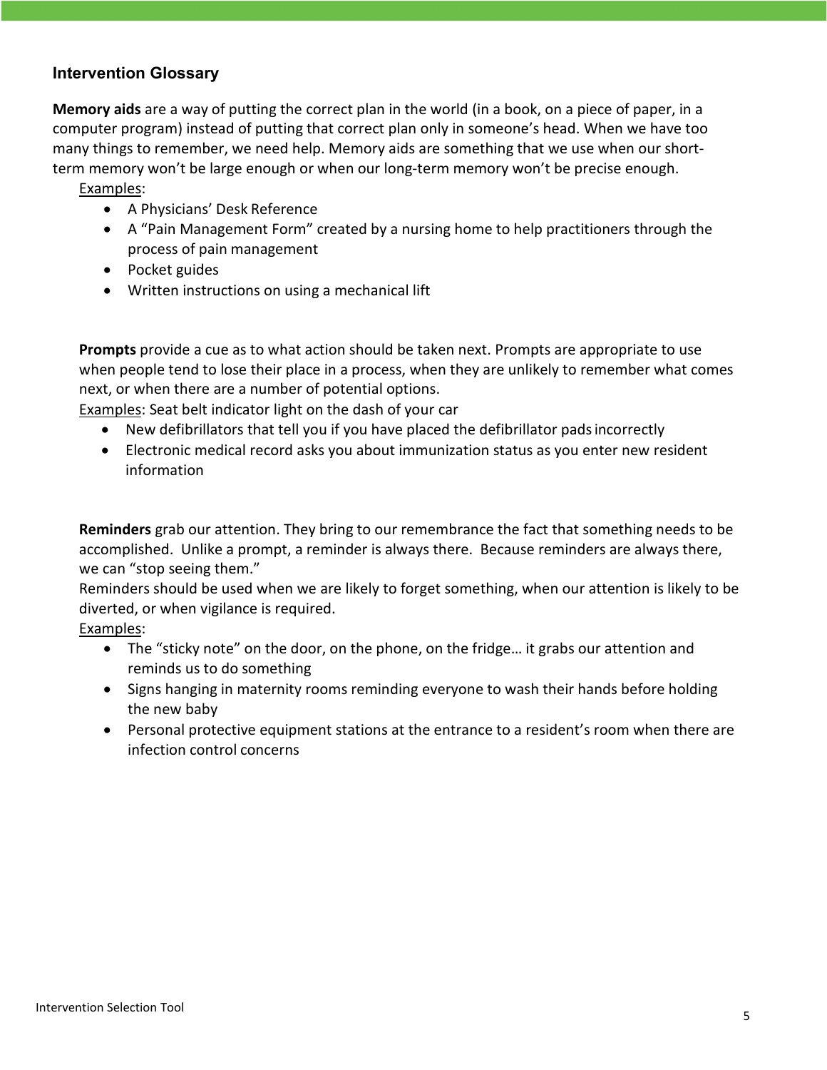## Intervention Glossary

**Memory aids** are a way of putting the correct plan in the world (in a book, on a piece of paper, in a computer program) instead of putting that correct plan only in someone's head. When we have too many things to remember, we need help. Memory aids are something that we use when our short-term memory won't be large enough or when our long-term memory won't be precise enough.

<u>Examples</u>:

- A Physicians' Desk Reference
- A "Pain Management Form" created by a nursing home to help practitioners through the process of pain management
- Pocket guides
- Written instructions on using a mechanical lift

**Prompts** provide a cue as to what action should be taken next. Prompts are appropriate to use when people tend to lose their place in a process, when they are unlikely to remember what comes next, or when there are a number of potential options.

<u>Examples</u>: Seat belt indicator light on the dash of your car

- New defibrillators that tell you if you have placed the defibrillator pads incorrectly
- Electronic medical record asks you about immunization status as you enter new resident information

**Reminders** grab our attention. They bring to our remembrance the fact that something needs to be accomplished. Unlike a prompt, a reminder is always there. Because reminders are always there, we can "stop seeing them."

Reminders should be used when we are likely to forget something, when our attention is likely to be diverted, or when vigilance is required.

<u>Examples</u>:

- The "sticky note" on the door, on the phone, on the fridge… it grabs our attention and reminds us to do something
- Signs hanging in maternity rooms reminding everyone to wash their hands before holding the new baby
- Personal protective equipment stations at the entrance to a resident's room when there are infection control concerns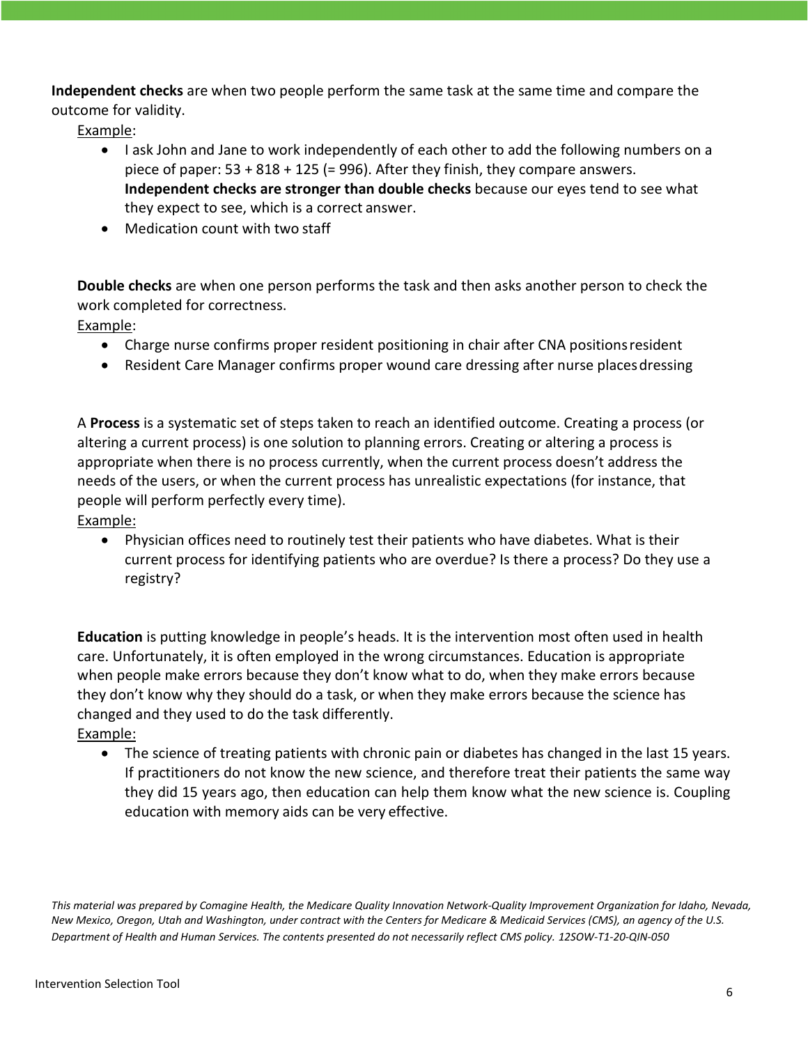**Independent checks** are when two people perform the same task at the same time and compare the outcome for validity.

Example:

- I ask John and Jane to work independently of each other to add the following numbers on a piece of paper: 53 + 818 + 125 (= 996). After they finish, they compare answers. **Independent checks are stronger than double checks** because our eyes tend to see what they expect to see, which is a correct answer.
- Medication count with two staff

**Double checks** are when one person performs the task and then asks another person to check the work completed for correctness.

Example:

- Charge nurse confirms proper resident positioning in chair after CNA positions resident
- Resident Care Manager confirms proper wound care dressing after nurse places dressing

A **Process** is a systematic set of steps taken to reach an identified outcome. Creating a process (or altering a current process) is one solution to planning errors. Creating or altering a process is appropriate when there is no process currently, when the current process doesn't address the needs of the users, or when the current process has unrealistic expectations (for instance, that people will perform perfectly every time).

Example:

- Physician offices need to routinely test their patients who have diabetes. What is their current process for identifying patients who are overdue? Is there a process? Do they use a registry?

**Education** is putting knowledge in people's heads. It is the intervention most often used in health care. Unfortunately, it is often employed in the wrong circumstances. Education is appropriate when people make errors because they don't know what to do, when they make errors because they don't know why they should do a task, or when they make errors because the science has changed and they used to do the task differently.

Example:

- The science of treating patients with chronic pain or diabetes has changed in the last 15 years. If practitioners do not know the new science, and therefore treat their patients the same way they did 15 years ago, then education can help them know what the new science is. Coupling education with memory aids can be very effective.

*This material was prepared by Comagine Health, the Medicare Quality Innovation Network-Quality Improvement Organization for Idaho, Nevada, New Mexico, Oregon, Utah and Washington, under contract with the Centers for Medicare & Medicaid Services (CMS), an agency of the U.S. Department of Health and Human Services. The contents presented do not necessarily reflect CMS policy. 12SOW-T1-20-QIN-050*